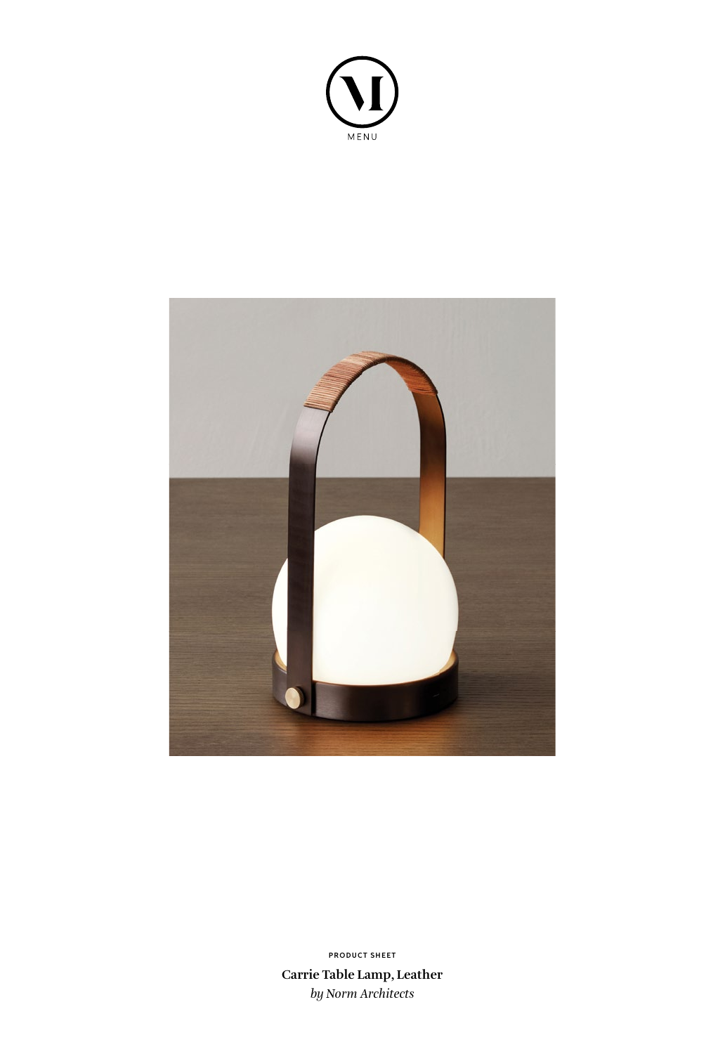MENU

PRODUCT SHEET

**Carrie Table Lamp, Leather**

*by Norm Architects*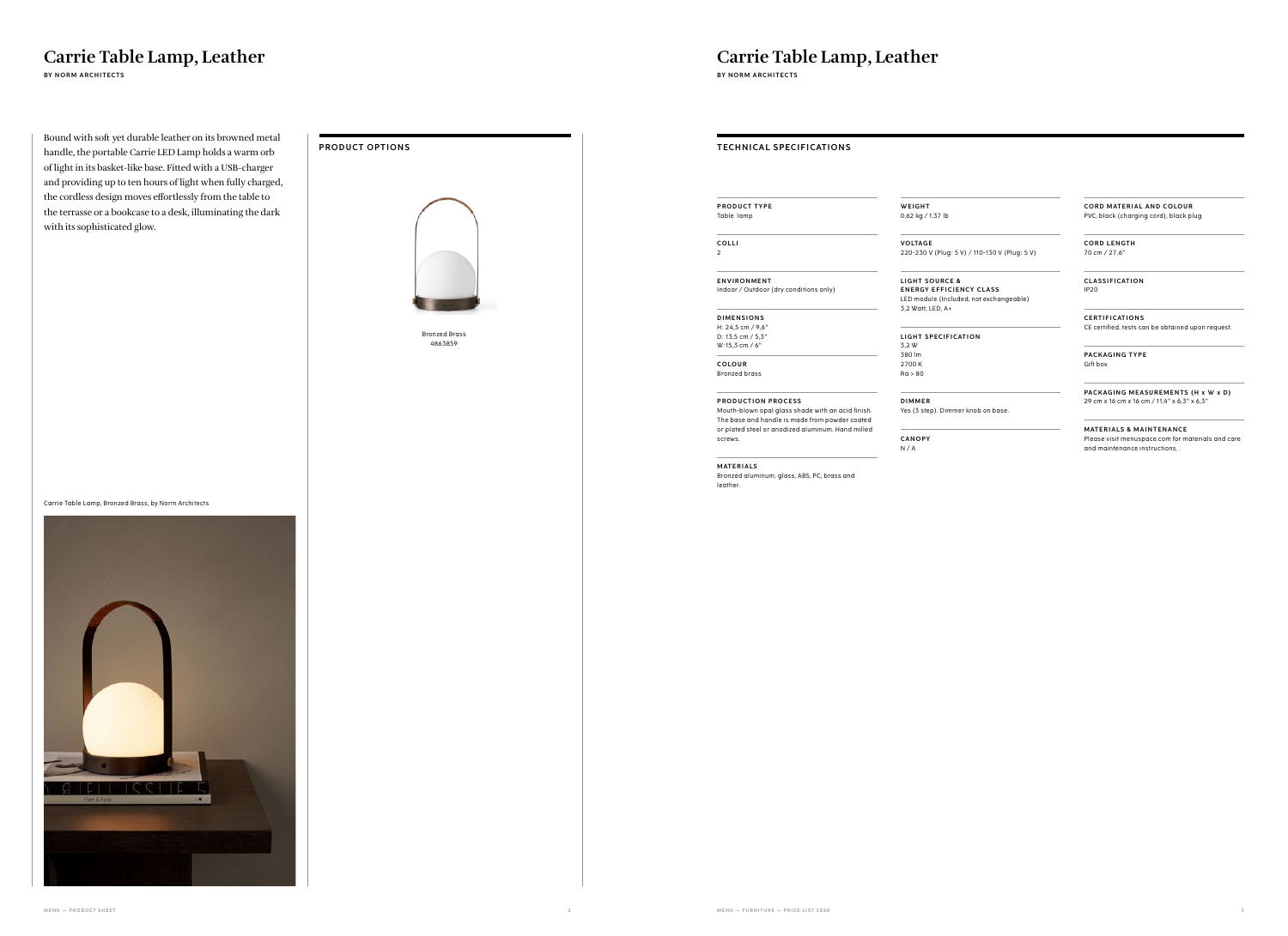# Carrie Table Lamp, Leather

**BY NORM ARCHITECTS**

Bound with soft yet durable leather on its browned metal handle, the portable Carrie LED Lamp holds a warm orb of light in its basket-like base. Fitted with a USB-charger and providing up to ten hours of light when fully charged, the cordless design moves effortlessly from the table to the terrasse or a bookcase to a desk, illuminating the dark with its sophisticated glow.

Carrie Table Lamp, Bronzed Brass, by Norm Architects

## PRODUCT OPTIONS

Bronzed Brass
4863859

# Carrie Table Lamp, Leather

**BY NORM ARCHITECTS**

## TECHNICAL SPECIFICATIONS

**PRODUCT TYPE**
Table lamp

**COLLI**
2

**ENVIRONMENT**
Indoor / Outdoor (dry conditions only)

**DIMENSIONS**
H: 24,5 cm / 9,6"
D: 13,5 cm / 5,3"
W:15,3 cm / 6"

**COLOUR**
Bronzed brass

**PRODUCTION PROCESS**
Mouth-blown opal glass shade with an acid finish. The base and handle is made from powder coated or plated steel or anodized aluminum. Hand milled screws.

**MATERIALS**
Bronzed aluminum, glass, ABS, PC, brass and leather.

**WEIGHT**
0,62 kg / 1,37 lb

**VOLTAGE**
220-230 V (Plug: 5 V) / 110-130 V (Plug: 5 V)

**LIGHT SOURCE & ENERGY EFFICIENCY CLASS**
LED module (Included, not exchangeable)
3,2 Watt, LED, A+

**LIGHT SPECIFICATION**
3,2 W
380 lm
2700 K
Ra > 80

**DIMMER**
Yes (3 step). Dimmer knob on base.

**CANOPY**
N / A

**CORD MATERIAL AND COLOUR**
PVC, black (charging cord), black plug

**CORD LENGTH**
70 cm / 27,6"

**CLASSIFICATION**
IP20

**CERTIFICATIONS**
CE certified, tests can be obtained upon request.

**PACKAGING TYPE**
Gift box

**PACKAGING MEASUREMENTS (H x W x D)**
29 cm x 16 cm x 16 cm / 11,4" x 6,3" x 6,3"

**MATERIALS & MAINTENANCE**
Please visit menuspace.com for materials and care and maintenance instructions. .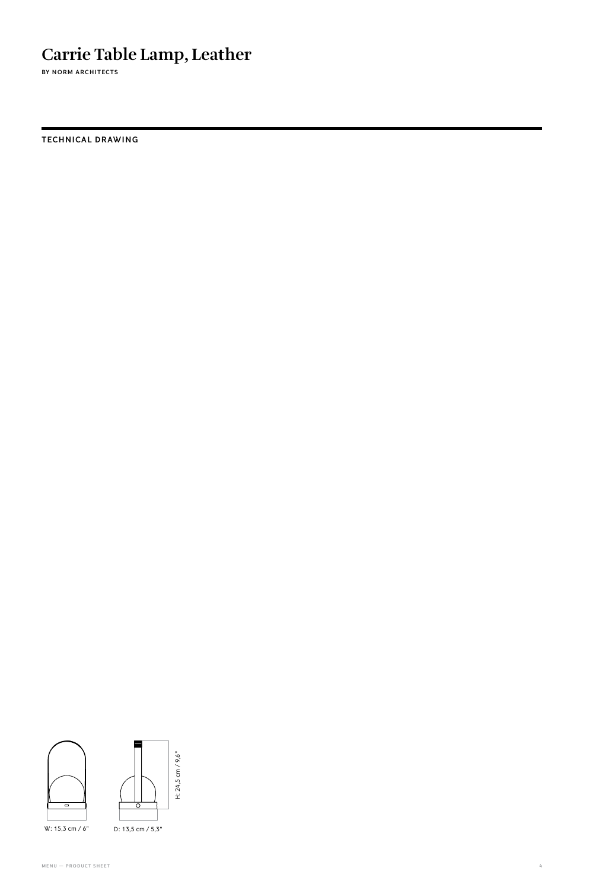# Carrie Table Lamp, Leather

**BY NORM ARCHITECTS**

## TECHNICAL DRAWING

W: 15,3 cm / 6"

D: 13,5 cm / 5,3"

H: 24,5 cm / 9,6"